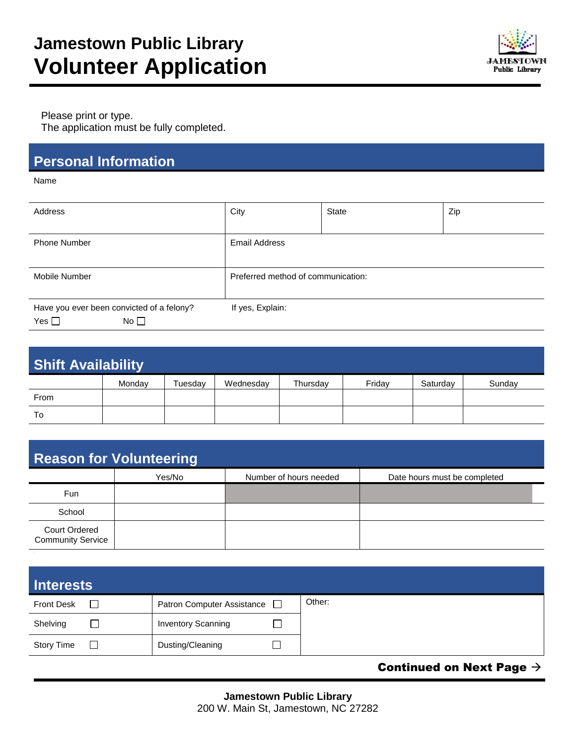# Jamestown Public Library
# Volunteer Application

Please print or type.
The application must be fully completed.

## Personal Information

Name

| | | | |
|---|---|---|---|
| Address | City | State | Zip |
| Phone Number | Email Address | | |
| Mobile Number | Preferred method of communication: | | |
| Have you ever been convicted of a felony? Yes ☐ No ☐ | If yes, Explain: | | |

## Shift Availability

| | Monday | Tuesday | Wednesday | Thursday | Friday | Saturday | Sunday |
|---|---|---|---|---|---|---|---|
| From | | | | | | | |
| To | | | | | | | |

## Reason for Volunteering

| | Yes/No | Number of hours needed | Date hours must be completed |
|---|---|---|---|
| Fun | | | |
| School | | | |
| Court Ordered Community Service | | | |

## Interests

| | | |
|---|---|---|
| Front Desk ☐ | Patron Computer Assistance ☐ | Other: |
| Shelving ☐ | Inventory Scanning ☐ | |
| Story Time ☐ | Dusting/Cleaning ☐ | |

**Continued on Next Page →**

**Jamestown Public Library**
200 W. Main St, Jamestown, NC 27282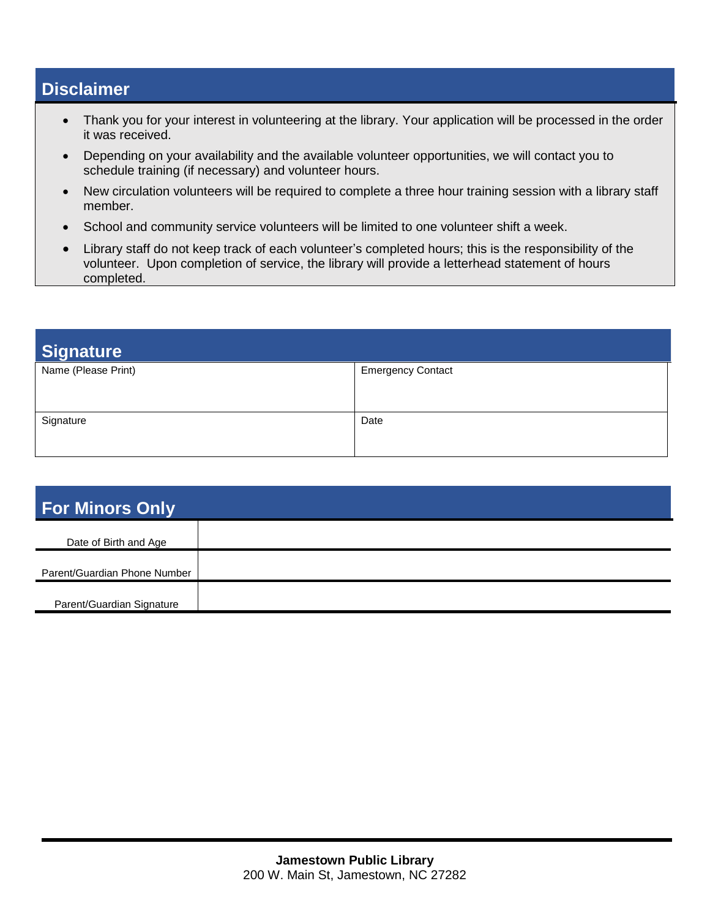## Disclaimer

- Thank you for your interest in volunteering at the library. Your application will be processed in the order it was received.
- Depending on your availability and the available volunteer opportunities, we will contact you to schedule training (if necessary) and volunteer hours.
- New circulation volunteers will be required to complete a three hour training session with a library staff member.
- School and community service volunteers will be limited to one volunteer shift a week.
- Library staff do not keep track of each volunteer's completed hours; this is the responsibility of the volunteer. Upon completion of service, the library will provide a letterhead statement of hours completed.

## Signature

| | |
|---|---|
| Name (Please Print) | Emergency Contact |
| Signature | Date |

## For Minors Only

| | |
|---|---|
| Date of Birth and Age | |
| Parent/Guardian Phone Number | |
| Parent/Guardian Signature | |

**Jamestown Public Library**
200 W. Main St, Jamestown, NC 27282